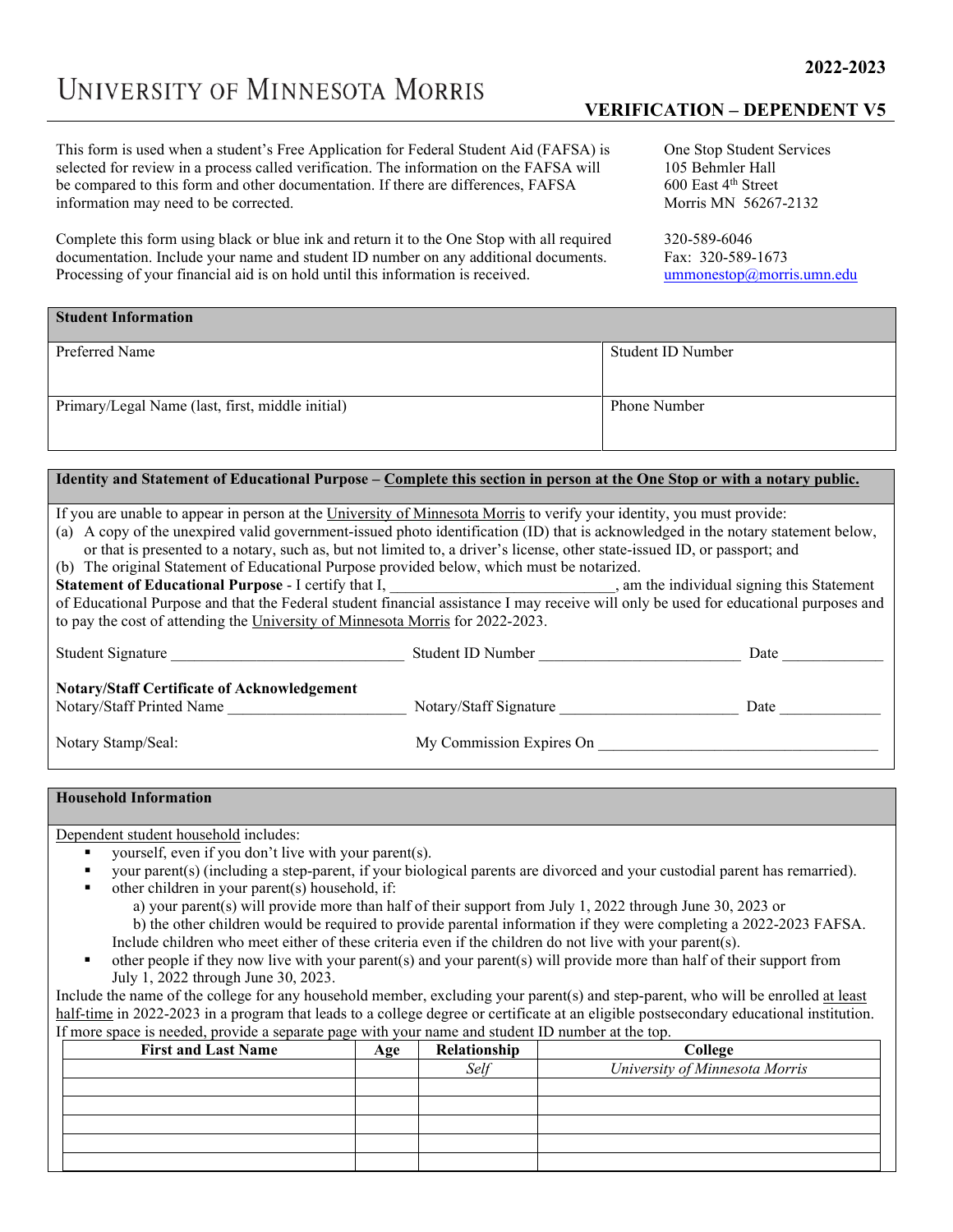# UNIVERSITY OF MINNESOTA MORRIS

**2022-2023**

**VERIFICATION – DEPENDENT V5**

This form is used when a student's Free Application for Federal Student Aid (FAFSA) is selected for review in a process called verification. The information on the FAFSA will be compared to this form and other documentation. If there are differences, FAFSA information may need to be corrected.

Complete this form using black or blue ink and return it to the One Stop with all required documentation. Include your name and student ID number on any additional documents. Processing of your financial aid is on hold until this information is received.

One Stop Student Services
105 Behmler Hall
600 East 4th Street
Morris MN 56267-2132

320-589-6046
Fax: 320-589-1673
ummonestop@morris.umn.edu

## Student Information

| Preferred Name | Student ID Number |
|---|---|
| Primary/Legal Name (last, first, middle initial) | Phone Number |

## Identity and Statement of Educational Purpose – Complete this section in person at the One Stop or with a notary public.

If you are unable to appear in person at the University of Minnesota Morris to verify your identity, you must provide:

(a) A copy of the unexpired valid government-issued photo identification (ID) that is acknowledged in the notary statement below, or that is presented to a notary, such as, but not limited to, a driver's license, other state-issued ID, or passport; and

(b) The original Statement of Educational Purpose provided below, which must be notarized.

**Statement of Educational Purpose** - I certify that I, ____________________________, am the individual signing this Statement of Educational Purpose and that the Federal student financial assistance I may receive will only be used for educational purposes and to pay the cost of attending the University of Minnesota Morris for 2022-2023.

Student Signature ____________________________ Student ID Number ________________________ Date ____________

**Notary/Staff Certificate of Acknowledgement**

Notary/Staff Printed Name ______________________ Notary/Staff Signature ______________________ Date ____________

Notary Stamp/Seal: My Commission Expires On __________________________________

## Household Information

Dependent student household includes:

- yourself, even if you don't live with your parent(s).
- your parent(s) (including a step-parent, if your biological parents are divorced and your custodial parent has remarried).
- other children in your parent(s) household, if:
  - a) your parent(s) will provide more than half of their support from July 1, 2022 through June 30, 2023 or
  - b) the other children would be required to provide parental information if they were completing a 2022-2023 FAFSA.

  Include children who meet either of these criteria even if the children do not live with your parent(s).
- other people if they now live with your parent(s) and your parent(s) will provide more than half of their support from July 1, 2022 through June 30, 2023.

Include the name of the college for any household member, excluding your parent(s) and step-parent, who will be enrolled at least half-time in 2022-2023 in a program that leads to a college degree or certificate at an eligible postsecondary educational institution. If more space is needed, provide a separate page with your name and student ID number at the top.

| First and Last Name | Age | Relationship | College |
|---|---|---|---|
| | | *Self* | *University of Minnesota Morris* |
| | | | |
| | | | |
| | | | |
| | | | |
| | | | |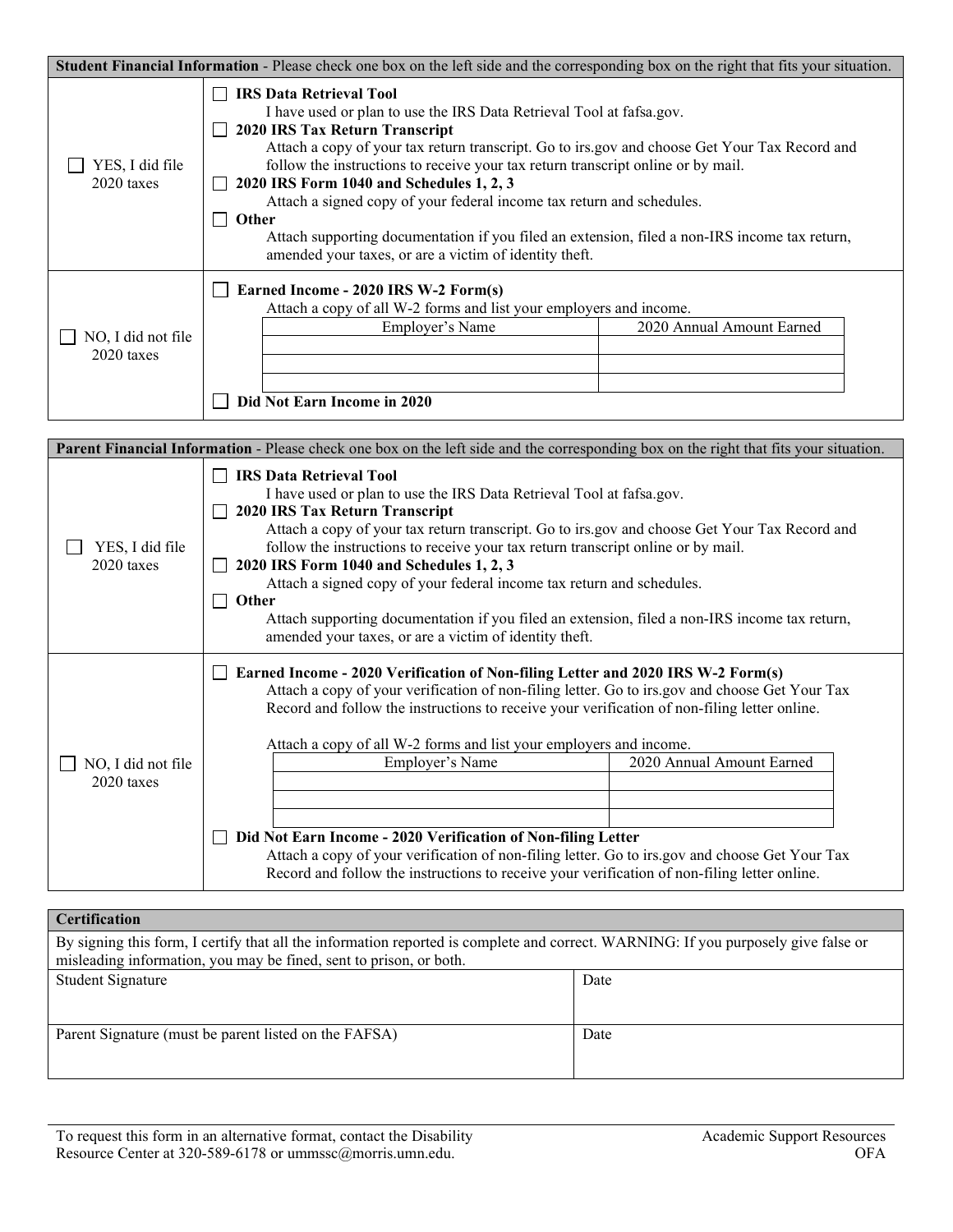**Student Financial Information** - Please check one box on the left side and the corresponding box on the right that fits your situation.

☐ YES, I did file 2020 taxes

- ☐ **IRS Data Retrieval Tool**
  I have used or plan to use the IRS Data Retrieval Tool at fafsa.gov.
- ☐ **2020 IRS Tax Return Transcript**
  Attach a copy of your tax return transcript. Go to irs.gov and choose Get Your Tax Record and follow the instructions to receive your tax return transcript online or by mail.
- ☐ **2020 IRS Form 1040 and Schedules 1, 2, 3**
  Attach a signed copy of your federal income tax return and schedules.
- ☐ **Other**
  Attach supporting documentation if you filed an extension, filed a non-IRS income tax return, amended your taxes, or are a victim of identity theft.

☐ NO, I did not file 2020 taxes

- ☐ **Earned Income - 2020 IRS W-2 Form(s)**
  Attach a copy of all W-2 forms and list your employers and income.

| Employer's Name | 2020 Annual Amount Earned |
|---|---|
| | |
| | |
| | |

- ☐ **Did Not Earn Income in 2020**

**Parent Financial Information** - Please check one box on the left side and the corresponding box on the right that fits your situation.

☐ YES, I did file 2020 taxes

- ☐ **IRS Data Retrieval Tool**
  I have used or plan to use the IRS Data Retrieval Tool at fafsa.gov.
- ☐ **2020 IRS Tax Return Transcript**
  Attach a copy of your tax return transcript. Go to irs.gov and choose Get Your Tax Record and follow the instructions to receive your tax return transcript online or by mail.
- ☐ **2020 IRS Form 1040 and Schedules 1, 2, 3**
  Attach a signed copy of your federal income tax return and schedules.
- ☐ **Other**
  Attach supporting documentation if you filed an extension, filed a non-IRS income tax return, amended your taxes, or are a victim of identity theft.

☐ NO, I did not file 2020 taxes

- ☐ **Earned Income - 2020 Verification of Non-filing Letter and 2020 IRS W-2 Form(s)**
  Attach a copy of your verification of non-filing letter. Go to irs.gov and choose Get Your Tax Record and follow the instructions to receive your verification of non-filing letter online.

  Attach a copy of all W-2 forms and list your employers and income.

| Employer's Name | 2020 Annual Amount Earned |
|---|---|
| | |
| | |
| | |

- ☐ **Did Not Earn Income - 2020 Verification of Non-filing Letter**
  Attach a copy of your verification of non-filing letter. Go to irs.gov and choose Get Your Tax Record and follow the instructions to receive your verification of non-filing letter online.

**Certification**

By signing this form, I certify that all the information reported is complete and correct. WARNING: If you purposely give false or misleading information, you may be fined, sent to prison, or both.

| | |
|---|---|
| Student Signature | Date |
| Parent Signature (must be parent listed on the FAFSA) | Date |

To request this form in an alternative format, contact the Disability Resource Center at 320-589-6178 or ummssc@morris.umn.edu.

Academic Support Resources
OFA